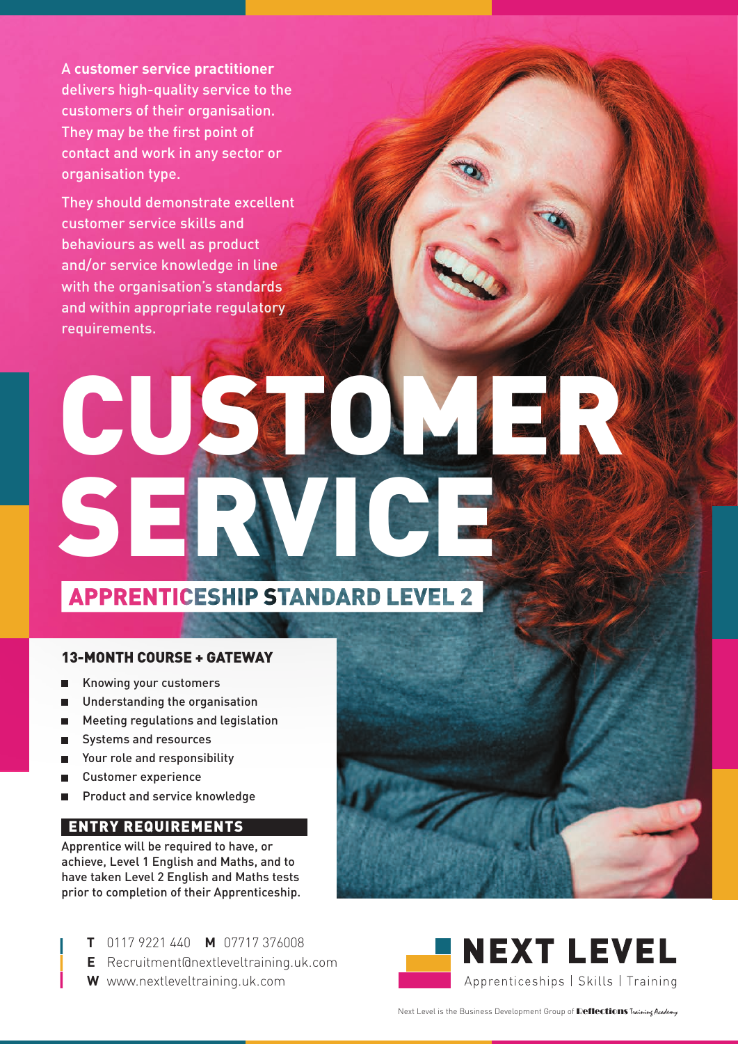A **customer service practitioner** delivers high-quality service to the customers of their organisation. They may be the first point of contact and work in any sector or organisation type.

They should demonstrate excellent customer service skills and behaviours as well as product and/or service knowledge in line with the organisation's standards and within appropriate regulatory requirements.

# CUSTOMER SERVICE

## APPRENTICESHIP STANDARD LEVEL 2

### 13-MONTH COURSE + GATEWAY

- Knowing your customers
- Understanding the organisation
- Meeting regulations and legislation
- Systems and resources
- Your role and responsibility
- Customer experience
- Product and service knowledge

### ENTRY REQUIREMENTS

Apprentice will be required to have, or achieve, Level 1 English and Maths, and to have taken Level 2 English and Maths tests prior to completion of their Apprenticeship.

**T** 0117 9221 440 **M** 07717 376008
**E** Recruitment@nextleveltraining.uk.com
**W** www.nextleveltraining.uk.com

**NEXT LEVEL**
Apprenticeships | Skills | Training

Next Level is the Business Development Group of Reflections Training Academy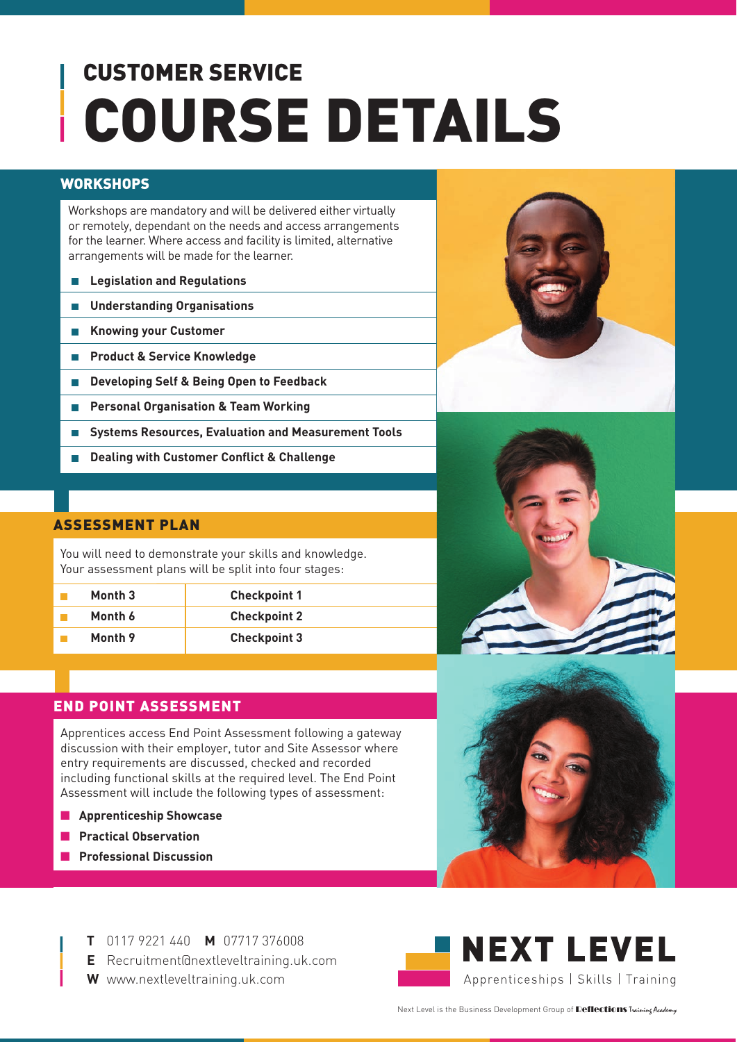# CUSTOMER SERVICE
# COURSE DETAILS

## WORKSHOPS

Workshops are mandatory and will be delivered either virtually or remotely, dependant on the needs and access arrangements for the learner. Where access and facility is limited, alternative arrangements will be made for the learner.

- **Legislation and Regulations**
- **Understanding Organisations**
- **Knowing your Customer**
- **Product & Service Knowledge**
- **Developing Self & Being Open to Feedback**
- **Personal Organisation & Team Working**
- **Systems Resources, Evaluation and Measurement Tools**
- **Dealing with Customer Conflict & Challenge**

## ASSESSMENT PLAN

You will need to demonstrate your skills and knowledge. Your assessment plans will be split into four stages:

| | |
|---|---|
| **Month 3** | **Checkpoint 1** |
| **Month 6** | **Checkpoint 2** |
| **Month 9** | **Checkpoint 3** |

## END POINT ASSESSMENT

Apprentices access End Point Assessment following a gateway discussion with their employer, tutor and Site Assessor where entry requirements are discussed, checked and recorded including functional skills at the required level. The End Point Assessment will include the following types of assessment:

- **Apprenticeship Showcase**
- **Practical Observation**
- **Professional Discussion**

**T** 0117 9221 440 **M** 07717 376008
**E** Recruitment@nextleveltraining.uk.com
**W** www.nextleveltraining.uk.com

**NEXT LEVEL**
Apprenticeships | Skills | Training

Next Level is the Business Development Group of Reflections Training Academy